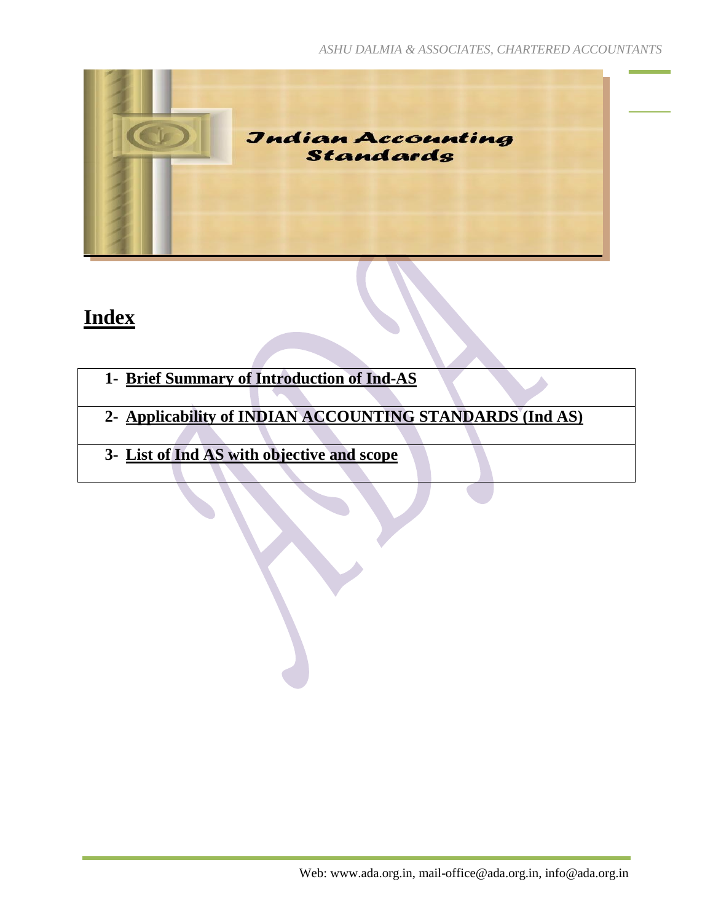# Indian Accounting Standards

## Index

| |
|---|
| 1- **Brief Summary of Introduction of Ind-AS** |
| 2- **Applicability of INDIAN ACCOUNTING STANDARDS (Ind AS)** |
| 3- **List of Ind AS with objective and scope** |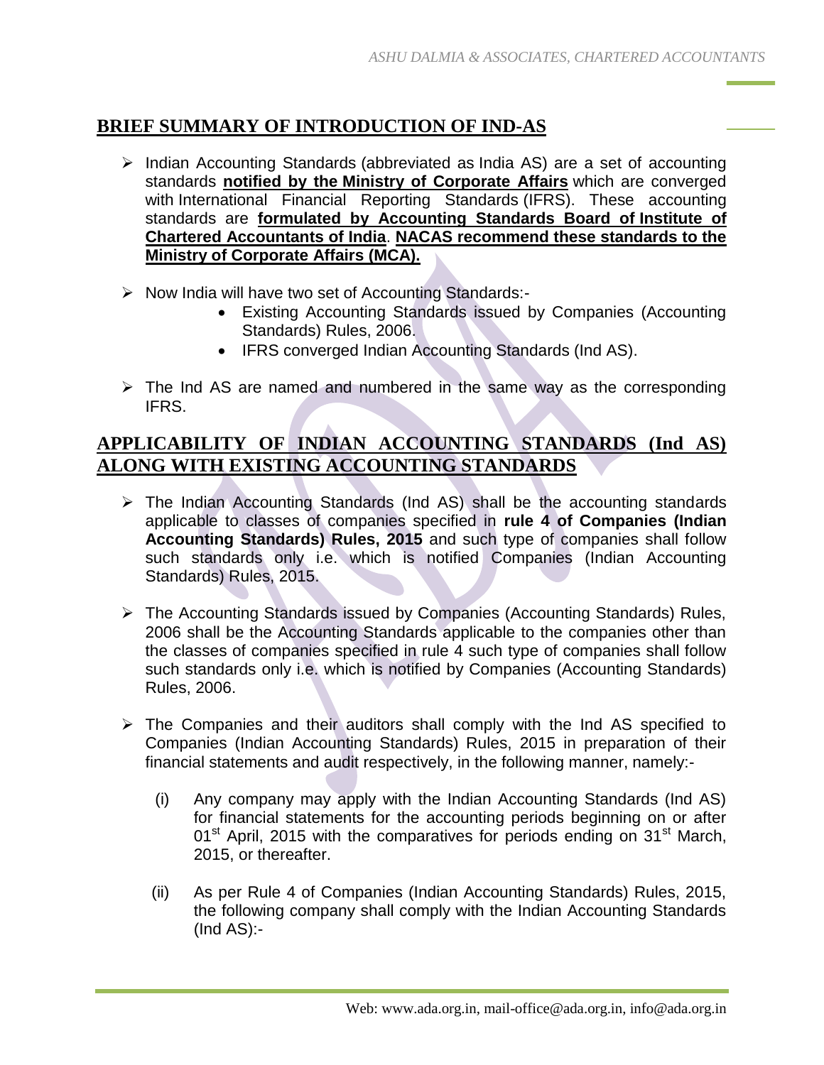## BRIEF SUMMARY OF INTRODUCTION OF IND-AS

- Indian Accounting Standards (abbreviated as India AS) are a set of accounting standards **notified by the Ministry of Corporate Affairs** which are converged with International Financial Reporting Standards (IFRS). These accounting standards are **formulated by Accounting Standards Board of Institute of Chartered Accountants of India**. **NACAS recommend these standards to the Ministry of Corporate Affairs (MCA).**

- Now India will have two set of Accounting Standards:-
  - Existing Accounting Standards issued by Companies (Accounting Standards) Rules, 2006.
  - IFRS converged Indian Accounting Standards (Ind AS).

- The Ind AS are named and numbered in the same way as the corresponding IFRS.

## APPLICABILITY OF INDIAN ACCOUNTING STANDARDS (Ind AS) ALONG WITH EXISTING ACCOUNTING STANDARDS

- The Indian Accounting Standards (Ind AS) shall be the accounting standards applicable to classes of companies specified in **rule 4 of Companies (Indian Accounting Standards) Rules, 2015** and such type of companies shall follow such standards only i.e. which is notified Companies (Indian Accounting Standards) Rules, 2015.

- The Accounting Standards issued by Companies (Accounting Standards) Rules, 2006 shall be the Accounting Standards applicable to the companies other than the classes of companies specified in rule 4 such type of companies shall follow such standards only i.e. which is notified by Companies (Accounting Standards) Rules, 2006.

- The Companies and their auditors shall comply with the Ind AS specified to Companies (Indian Accounting Standards) Rules, 2015 in preparation of their financial statements and audit respectively, in the following manner, namely:-

  (i) Any company may apply with the Indian Accounting Standards (Ind AS) for financial statements for the accounting periods beginning on or after 01st April, 2015 with the comparatives for periods ending on 31st March, 2015, or thereafter.

  (ii) As per Rule 4 of Companies (Indian Accounting Standards) Rules, 2015, the following company shall comply with the Indian Accounting Standards (Ind AS):-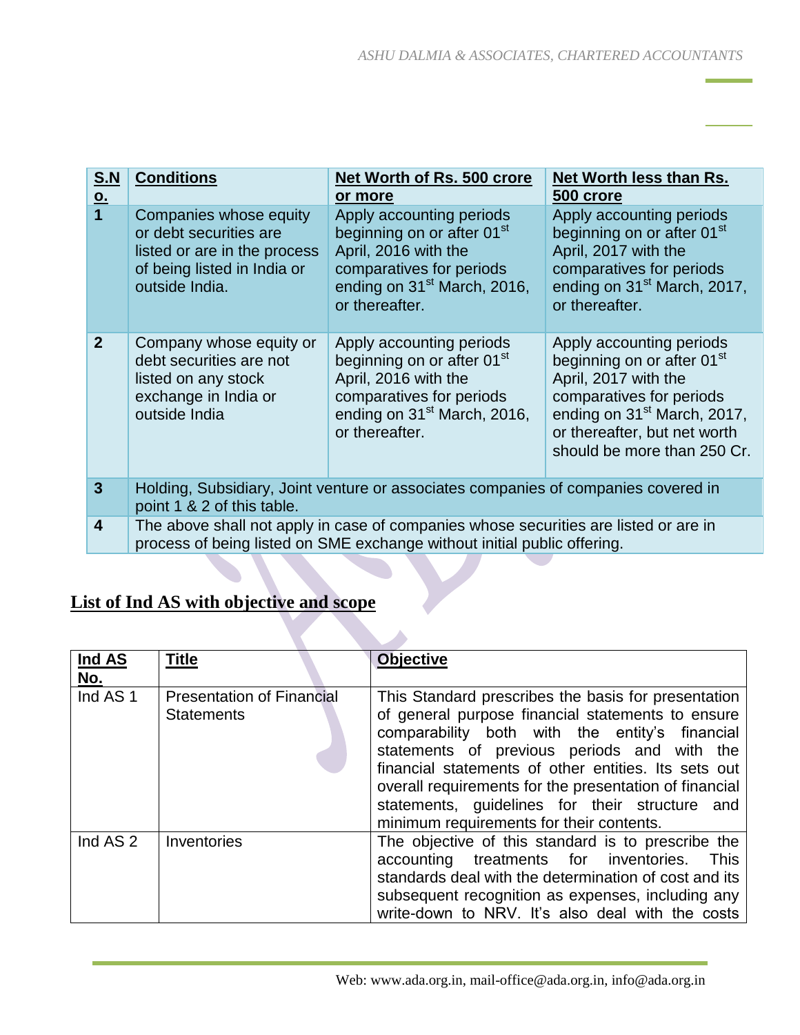| S.No. | Conditions | Net Worth of Rs. 500 crore or more | Net Worth less than Rs. 500 crore |
|---|---|---|---|
| 1 | Companies whose equity or debt securities are listed or are in the process of being listed in India or outside India. | Apply accounting periods beginning on or after 01st April, 2016 with the comparatives for periods ending on 31st March, 2016, or thereafter. | Apply accounting periods beginning on or after 01st April, 2017 with the comparatives for periods ending on 31st March, 2017, or thereafter. |
| 2 | Company whose equity or debt securities are not listed on any stock exchange in India or outside India | Apply accounting periods beginning on or after 01st April, 2016 with the comparatives for periods ending on 31st March, 2016, or thereafter. | Apply accounting periods beginning on or after 01st April, 2017 with the comparatives for periods ending on 31st March, 2017, or thereafter, but net worth should be more than 250 Cr. |
| 3 | Holding, Subsidiary, Joint venture or associates companies of companies covered in point 1 & 2 of this table. | | |
| 4 | The above shall not apply in case of companies whose securities are listed or are in process of being listed on SME exchange without initial public offering. | | |

## List of Ind AS with objective and scope

| Ind AS No. | Title | Objective |
|---|---|---|
| Ind AS 1 | Presentation of Financial Statements | This Standard prescribes the basis for presentation of general purpose financial statements to ensure comparability both with the entity's financial statements of previous periods and with the financial statements of other entities. Its sets out overall requirements for the presentation of financial statements, guidelines for their structure and minimum requirements for their contents. |
| Ind AS 2 | Inventories | The objective of this standard is to prescribe the accounting treatments for inventories. This standards deal with the determination of cost and its subsequent recognition as expenses, including any write-down to NRV. It's also deal with the costs |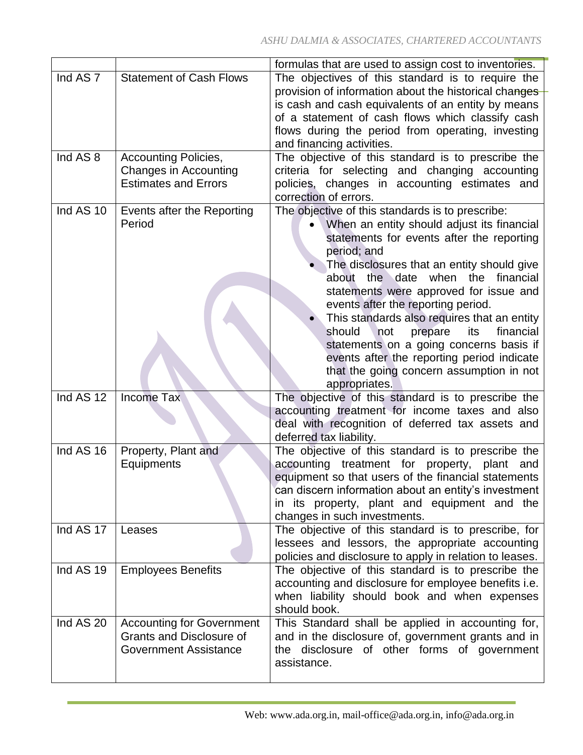| | | formulas that are used to assign cost to inventories. |
|---|---|---|
| Ind AS 7 | Statement of Cash Flows | The objectives of this standard is to require the provision of information about the historical changes is cash and cash equivalents of an entity by means of a statement of cash flows which classify cash flows during the period from operating, investing and financing activities. |
| Ind AS 8 | Accounting Policies, Changes in Accounting Estimates and Errors | The objective of this standard is to prescribe the criteria for selecting and changing accounting policies, changes in accounting estimates and correction of errors. |
| Ind AS 10 | Events after the Reporting Period | The objective of this standards is to prescribe:<br>• When an entity should adjust its financial statements for events after the reporting period; and<br>• The disclosures that an entity should give about the date when the financial statements were approved for issue and events after the reporting period.<br>• This standards also requires that an entity should not prepare its financial statements on a going concerns basis if events after the reporting period indicate that the going concern assumption in not appropriates. |
| Ind AS 12 | Income Tax | The objective of this standard is to prescribe the accounting treatment for income taxes and also deal with recognition of deferred tax assets and deferred tax liability. |
| Ind AS 16 | Property, Plant and Equipments | The objective of this standard is to prescribe the accounting treatment for property, plant and equipment so that users of the financial statements can discern information about an entity's investment in its property, plant and equipment and the changes in such investments. |
| Ind AS 17 | Leases | The objective of this standard is to prescribe, for lessees and lessors, the appropriate accounting policies and disclosure to apply in relation to leases. |
| Ind AS 19 | Employees Benefits | The objective of this standard is to prescribe the accounting and disclosure for employee benefits i.e. when liability should book and when expenses should book. |
| Ind AS 20 | Accounting for Government Grants and Disclosure of Government Assistance | This Standard shall be applied in accounting for, and in the disclosure of, government grants and in the disclosure of other forms of government assistance. |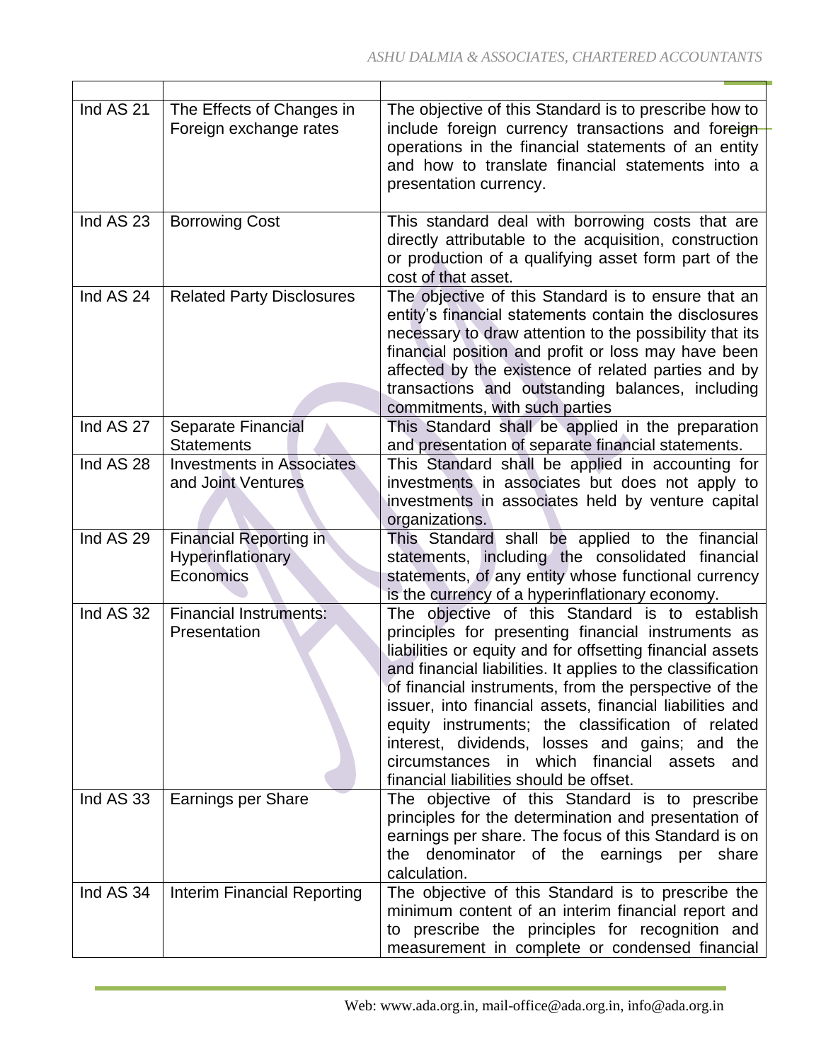| | | |
|---|---|---|
| Ind AS 21 | The Effects of Changes in Foreign exchange rates | The objective of this Standard is to prescribe how to include foreign currency transactions and foreign operations in the financial statements of an entity and how to translate financial statements into a presentation currency. |
| Ind AS 23 | Borrowing Cost | This standard deal with borrowing costs that are directly attributable to the acquisition, construction or production of a qualifying asset form part of the cost of that asset. |
| Ind AS 24 | Related Party Disclosures | The objective of this Standard is to ensure that an entity's financial statements contain the disclosures necessary to draw attention to the possibility that its financial position and profit or loss may have been affected by the existence of related parties and by transactions and outstanding balances, including commitments, with such parties |
| Ind AS 27 | Separate Financial Statements | This Standard shall be applied in the preparation and presentation of separate financial statements. |
| Ind AS 28 | Investments in Associates and Joint Ventures | This Standard shall be applied in accounting for investments in associates but does not apply to investments in associates held by venture capital organizations. |
| Ind AS 29 | Financial Reporting in Hyperinflationary Economics | This Standard shall be applied to the financial statements, including the consolidated financial statements, of any entity whose functional currency is the currency of a hyperinflationary economy. |
| Ind AS 32 | Financial Instruments: Presentation | The objective of this Standard is to establish principles for presenting financial instruments as liabilities or equity and for offsetting financial assets and financial liabilities. It applies to the classification of financial instruments, from the perspective of the issuer, into financial assets, financial liabilities and equity instruments; the classification of related interest, dividends, losses and gains; and the circumstances in which financial assets and financial liabilities should be offset. |
| Ind AS 33 | Earnings per Share | The objective of this Standard is to prescribe principles for the determination and presentation of earnings per share. The focus of this Standard is on the denominator of the earnings per share calculation. |
| Ind AS 34 | Interim Financial Reporting | The objective of this Standard is to prescribe the minimum content of an interim financial report and to prescribe the principles for recognition and measurement in complete or condensed financial |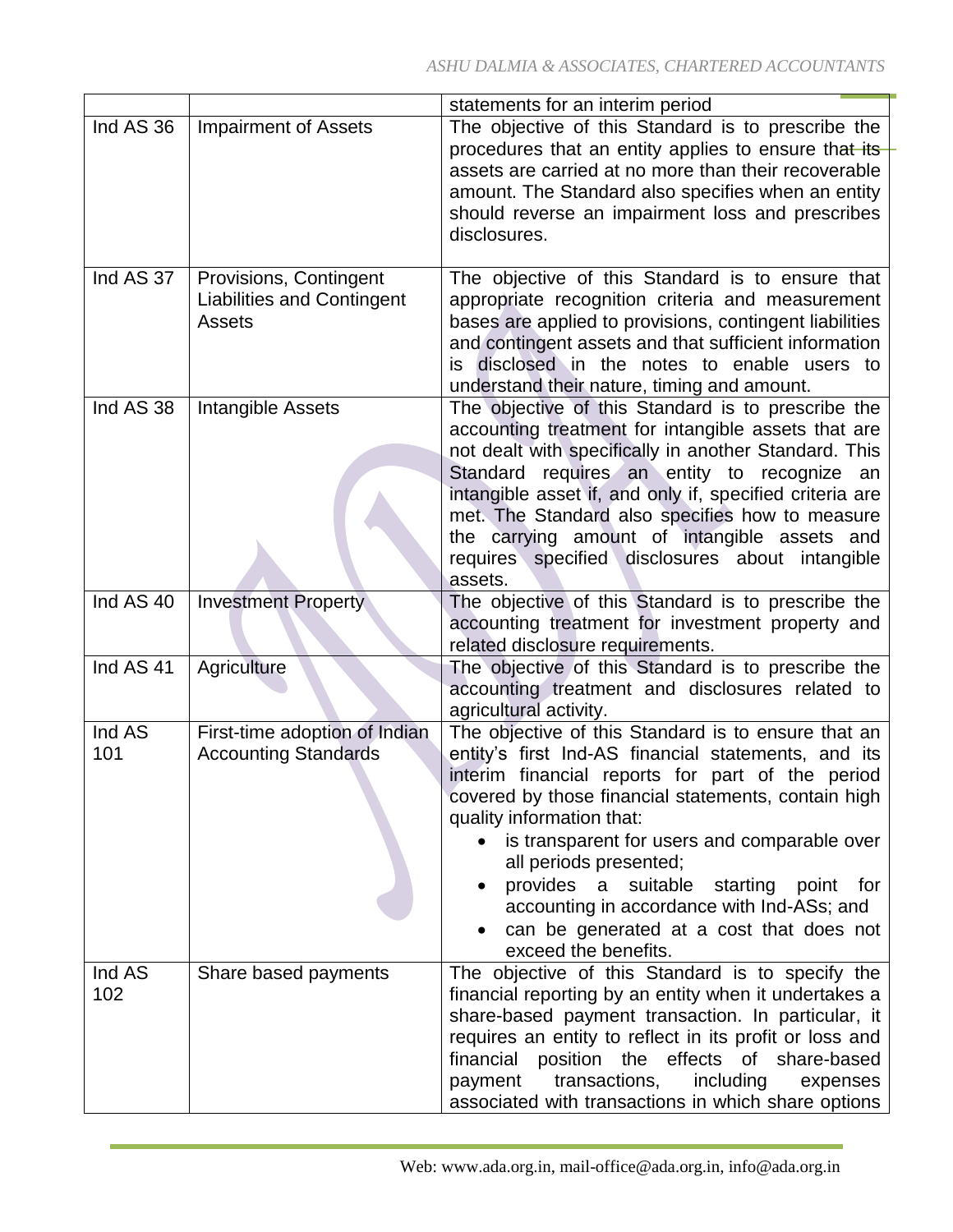| | | statements for an interim period |
|---|---|---|
| Ind AS 36 | Impairment of Assets | The objective of this Standard is to prescribe the procedures that an entity applies to ensure that its assets are carried at no more than their recoverable amount. The Standard also specifies when an entity should reverse an impairment loss and prescribes disclosures. |
| Ind AS 37 | Provisions, Contingent Liabilities and Contingent Assets | The objective of this Standard is to ensure that appropriate recognition criteria and measurement bases are applied to provisions, contingent liabilities and contingent assets and that sufficient information is disclosed in the notes to enable users to understand their nature, timing and amount. |
| Ind AS 38 | Intangible Assets | The objective of this Standard is to prescribe the accounting treatment for intangible assets that are not dealt with specifically in another Standard. This Standard requires an entity to recognize an intangible asset if, and only if, specified criteria are met. The Standard also specifies how to measure the carrying amount of intangible assets and requires specified disclosures about intangible assets. |
| Ind AS 40 | Investment Property | The objective of this Standard is to prescribe the accounting treatment for investment property and related disclosure requirements. |
| Ind AS 41 | Agriculture | The objective of this Standard is to prescribe the accounting treatment and disclosures related to agricultural activity. |
| Ind AS 101 | First-time adoption of Indian Accounting Standards | The objective of this Standard is to ensure that an entity's first Ind-AS financial statements, and its interim financial reports for part of the period covered by those financial statements, contain high quality information that: <br>• is transparent for users and comparable over all periods presented; <br>• provides a suitable starting point for accounting in accordance with Ind-ASs; and <br>• can be generated at a cost that does not exceed the benefits. |
| Ind AS 102 | Share based payments | The objective of this Standard is to specify the financial reporting by an entity when it undertakes a share-based payment transaction. In particular, it requires an entity to reflect in its profit or loss and financial position the effects of share-based payment transactions, including expenses associated with transactions in which share options |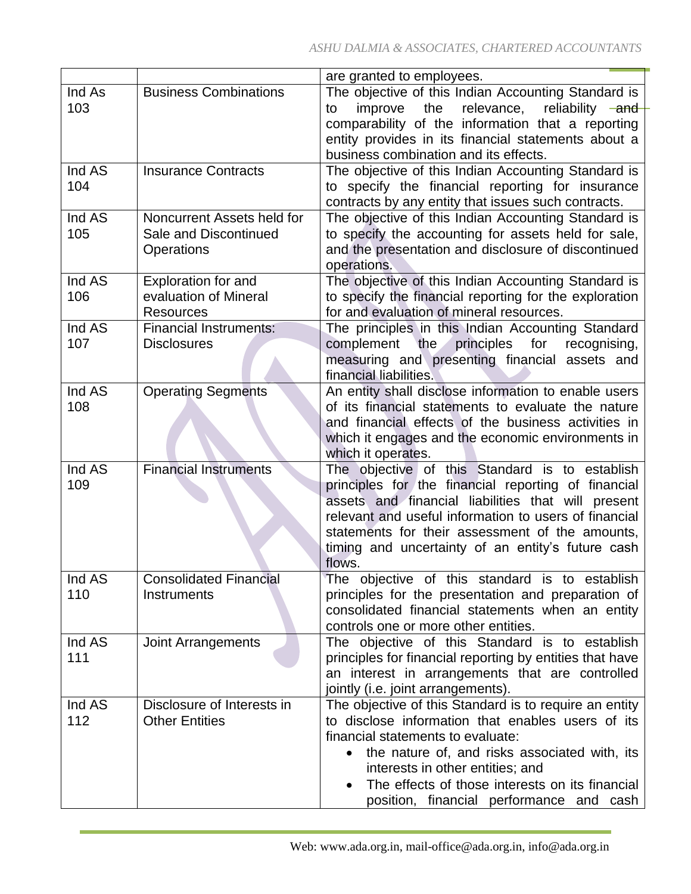|  |  | are granted to employees. |
|---|---|---|
| Ind As 103 | Business Combinations | The objective of this Indian Accounting Standard is to improve the relevance, reliability and comparability of the information that a reporting entity provides in its financial statements about a business combination and its effects. |
| Ind AS 104 | Insurance Contracts | The objective of this Indian Accounting Standard is to specify the financial reporting for insurance contracts by any entity that issues such contracts. |
| Ind AS 105 | Noncurrent Assets held for Sale and Discontinued Operations | The objective of this Indian Accounting Standard is to specify the accounting for assets held for sale, and the presentation and disclosure of discontinued operations. |
| Ind AS 106 | Exploration for and evaluation of Mineral Resources | The objective of this Indian Accounting Standard is to specify the financial reporting for the exploration for and evaluation of mineral resources. |
| Ind AS 107 | Financial Instruments: Disclosures | The principles in this Indian Accounting Standard complement the principles for recognising, measuring and presenting financial assets and financial liabilities. |
| Ind AS 108 | Operating Segments | An entity shall disclose information to enable users of its financial statements to evaluate the nature and financial effects of the business activities in which it engages and the economic environments in which it operates. |
| Ind AS 109 | Financial Instruments | The objective of this Standard is to establish principles for the financial reporting of financial assets and financial liabilities that will present relevant and useful information to users of financial statements for their assessment of the amounts, timing and uncertainty of an entity's future cash flows. |
| Ind AS 110 | Consolidated Financial Instruments | The objective of this standard is to establish principles for the presentation and preparation of consolidated financial statements when an entity controls one or more other entities. |
| Ind AS 111 | Joint Arrangements | The objective of this Standard is to establish principles for financial reporting by entities that have an interest in arrangements that are controlled jointly (i.e. joint arrangements). |
| Ind AS 112 | Disclosure of Interests in Other Entities | The objective of this Standard is to require an entity to disclose information that enables users of its financial statements to evaluate: <br>• the nature of, and risks associated with, its interests in other entities; and <br>• The effects of those interests on its financial position, financial performance and cash |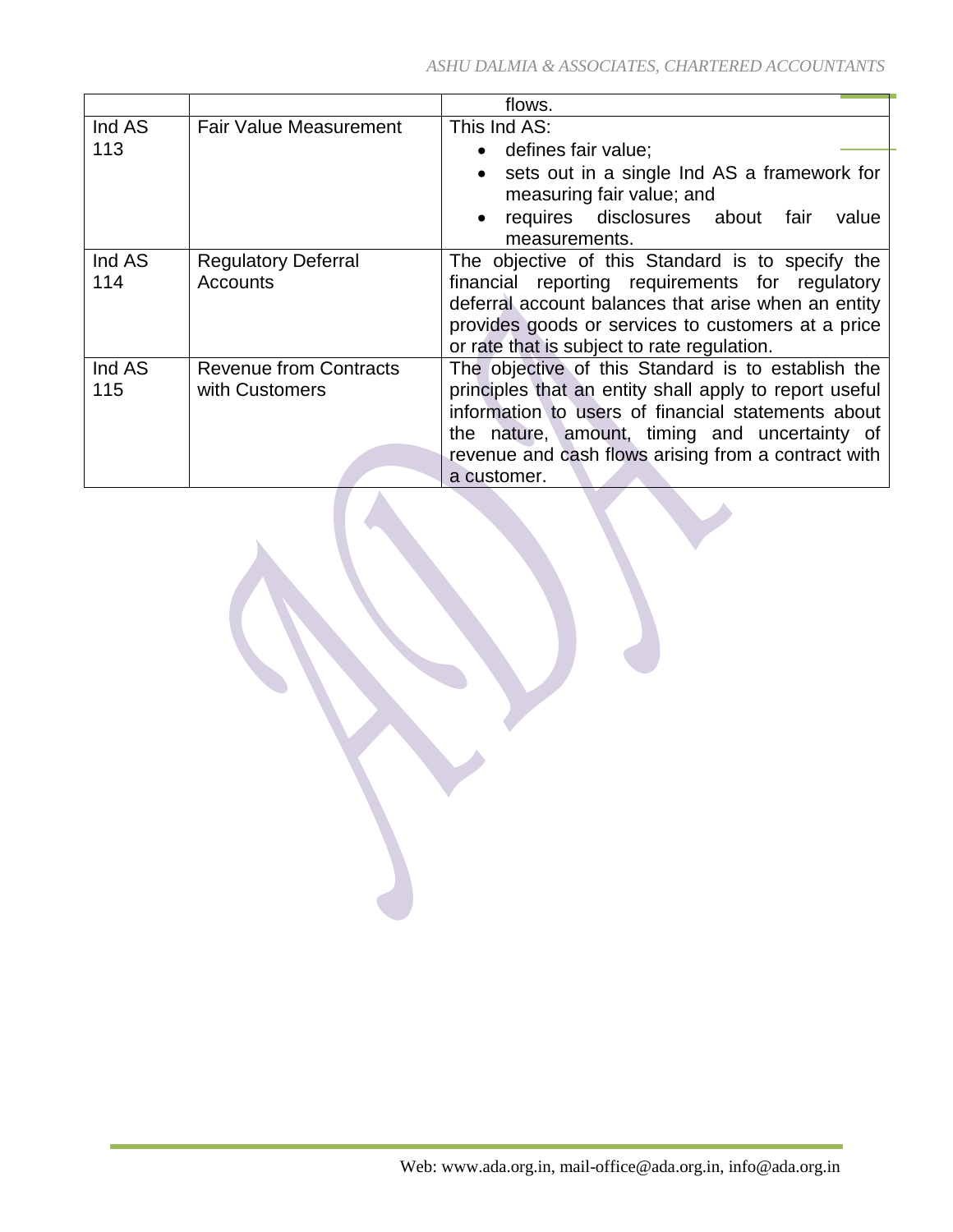| | | |
|---|---|---|
| | | flows. |
| Ind AS 113 | Fair Value Measurement | This Ind AS:<br>• defines fair value;<br>• sets out in a single Ind AS a framework for measuring fair value; and<br>• requires disclosures about fair value measurements. |
| Ind AS 114 | Regulatory Deferral Accounts | The objective of this Standard is to specify the financial reporting requirements for regulatory deferral account balances that arise when an entity provides goods or services to customers at a price or rate that is subject to rate regulation. |
| Ind AS 115 | Revenue from Contracts with Customers | The objective of this Standard is to establish the principles that an entity shall apply to report useful information to users of financial statements about the nature, amount, timing and uncertainty of revenue and cash flows arising from a contract with a customer. |